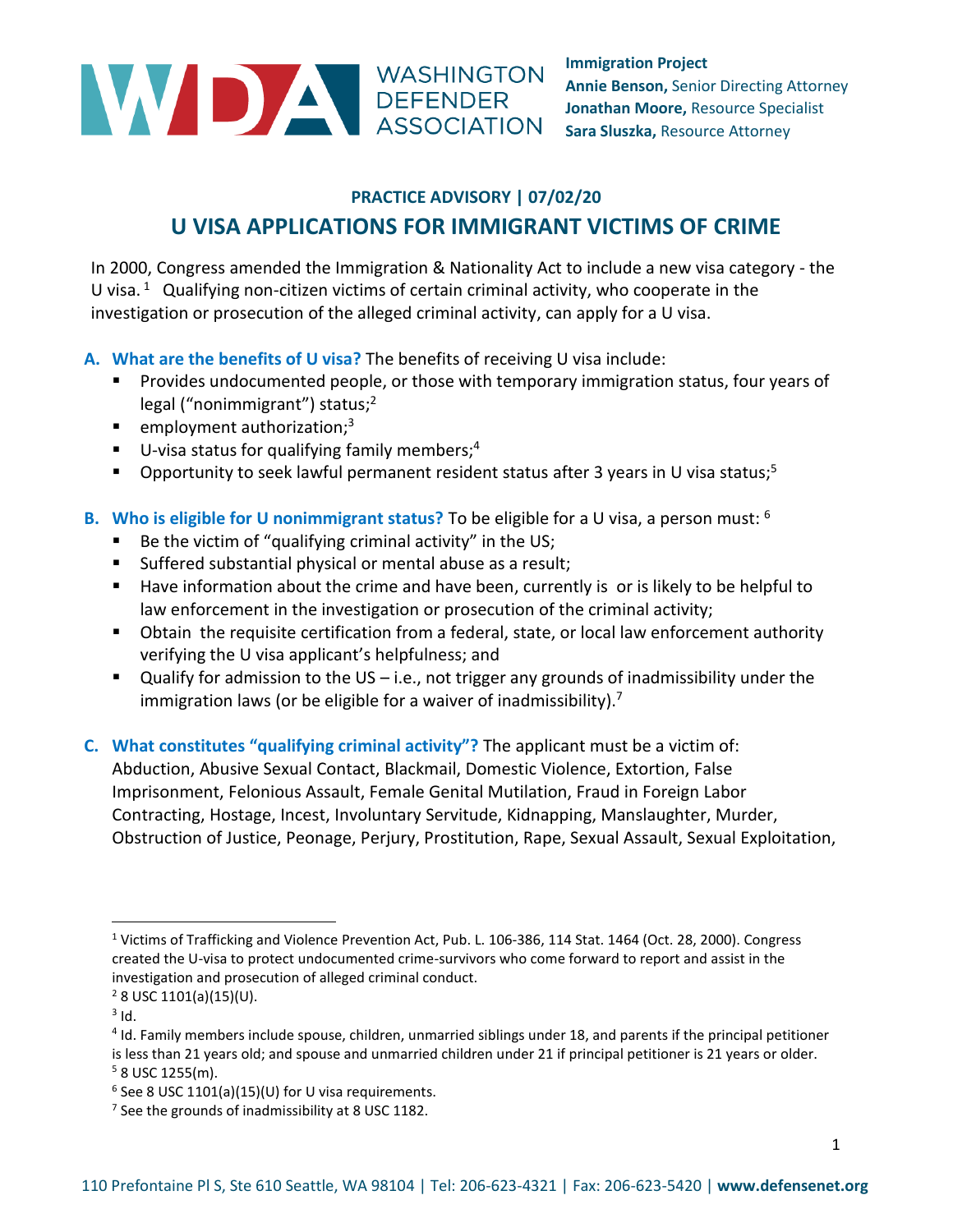WASHINGTON DEFENDER ASSOCIATION

**Immigration Project**
**Annie Benson,** Senior Directing Attorney
**Jonathan Moore,** Resource Specialist
**Sara Sluszka,** Resource Attorney

**PRACTICE ADVISORY | 07/02/20**

# U VISA APPLICATIONS FOR IMMIGRANT VICTIMS OF CRIME

In 2000, Congress amended the Immigration & Nationality Act to include a new visa category - the U visa.[1] Qualifying non-citizen victims of certain criminal activity, who cooperate in the investigation or prosecution of the alleged criminal activity, can apply for a U visa.

**A. What are the benefits of U visa?** The benefits of receiving U visa include:

- Provides undocumented people, or those with temporary immigration status, four years of legal ("nonimmigrant") status;[2]
- employment authorization;[3]
- U-visa status for qualifying family members;[4]
- Opportunity to seek lawful permanent resident status after 3 years in U visa status;[5]

**B. Who is eligible for U nonimmigrant status?** To be eligible for a U visa, a person must: [6]

- Be the victim of "qualifying criminal activity" in the US;
- Suffered substantial physical or mental abuse as a result;
- Have information about the crime and have been, currently is or is likely to be helpful to law enforcement in the investigation or prosecution of the criminal activity;
- Obtain the requisite certification from a federal, state, or local law enforcement authority verifying the U visa applicant's helpfulness; and
- Qualify for admission to the US – i.e., not trigger any grounds of inadmissibility under the immigration laws (or be eligible for a waiver of inadmissibility).[7]

**C. What constitutes "qualifying criminal activity"?** The applicant must be a victim of: Abduction, Abusive Sexual Contact, Blackmail, Domestic Violence, Extortion, False Imprisonment, Felonious Assault, Female Genital Mutilation, Fraud in Foreign Labor Contracting, Hostage, Incest, Involuntary Servitude, Kidnapping, Manslaughter, Murder, Obstruction of Justice, Peonage, Perjury, Prostitution, Rape, Sexual Assault, Sexual Exploitation,

---

[1] Victims of Trafficking and Violence Prevention Act, Pub. L. 106-386, 114 Stat. 1464 (Oct. 28, 2000). Congress created the U-visa to protect undocumented crime-survivors who come forward to report and assist in the investigation and prosecution of alleged criminal conduct.

[2] 8 USC 1101(a)(15)(U).

[3] Id.

[4] Id. Family members include spouse, children, unmarried siblings under 18, and parents if the principal petitioner is less than 21 years old; and spouse and unmarried children under 21 if principal petitioner is 21 years or older.

[5] 8 USC 1255(m).

[6] See 8 USC 1101(a)(15)(U) for U visa requirements.

[7] See the grounds of inadmissibility at 8 USC 1182.

110 Prefontaine Pl S, Ste 610 Seattle, WA 98104 | Tel: 206-623-4321 | Fax: 206-623-5420 | **www.defensenet.org**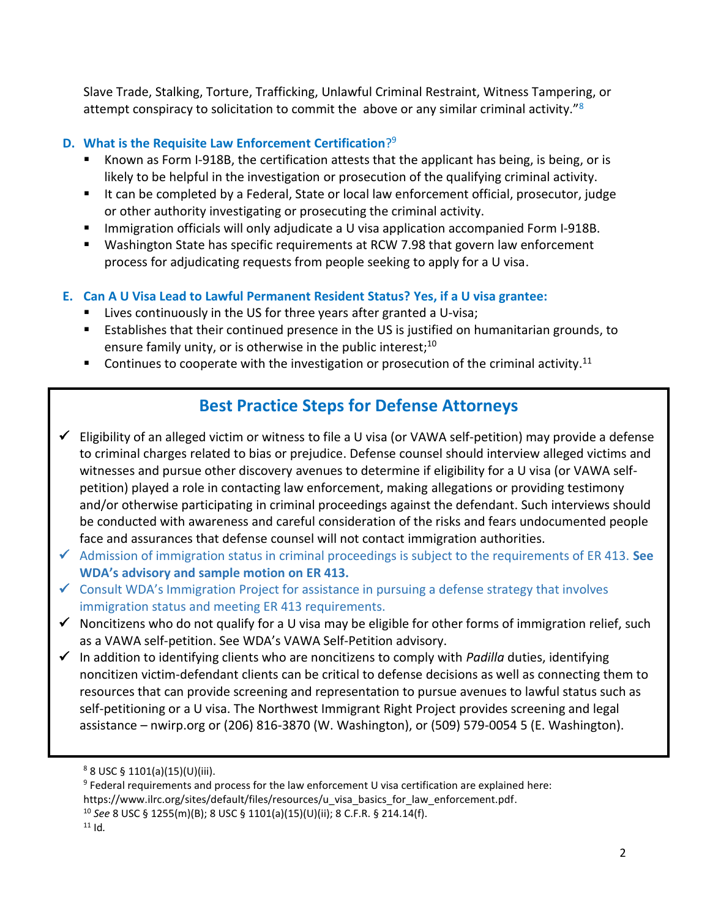Slave Trade, Stalking, Torture, Trafficking, Unlawful Criminal Restraint, Witness Tampering, or attempt conspiracy to solicitation to commit the above or any similar criminal activity."[8]

### D. What is the Requisite Law Enforcement Certification?[9]

- Known as Form I-918B, the certification attests that the applicant has being, is being, or is likely to be helpful in the investigation or prosecution of the qualifying criminal activity.
- It can be completed by a Federal, State or local law enforcement official, prosecutor, judge or other authority investigating or prosecuting the criminal activity.
- Immigration officials will only adjudicate a U visa application accompanied Form I-918B.
- Washington State has specific requirements at RCW 7.98 that govern law enforcement process for adjudicating requests from people seeking to apply for a U visa.

### E. Can A U Visa Lead to Lawful Permanent Resident Status? Yes, if a U visa grantee:

- Lives continuously in the US for three years after granted a U-visa;
- Establishes that their continued presence in the US is justified on humanitarian grounds, to ensure family unity, or is otherwise in the public interest;[10]
- Continues to cooperate with the investigation or prosecution of the criminal activity.[11]

## Best Practice Steps for Defense Attorneys

- ✓ Eligibility of an alleged victim or witness to file a U visa (or VAWA self-petition) may provide a defense to criminal charges related to bias or prejudice. Defense counsel should interview alleged victims and witnesses and pursue other discovery avenues to determine if eligibility for a U visa (or VAWA self-petition) played a role in contacting law enforcement, making allegations or providing testimony and/or otherwise participating in criminal proceedings against the defendant. Such interviews should be conducted with awareness and careful consideration of the risks and fears undocumented people face and assurances that defense counsel will not contact immigration authorities.
- ✓ Admission of immigration status in criminal proceedings is subject to the requirements of ER 413. **See WDA's advisory and sample motion on ER 413.**
- ✓ Consult WDA's Immigration Project for assistance in pursuing a defense strategy that involves immigration status and meeting ER 413 requirements.
- ✓ Noncitizens who do not qualify for a U visa may be eligible for other forms of immigration relief, such as a VAWA self-petition. See WDA's VAWA Self-Petition advisory.
- ✓ In addition to identifying clients who are noncitizens to comply with *Padilla* duties, identifying noncitizen victim-defendant clients can be critical to defense decisions as well as connecting them to resources that can provide screening and representation to pursue avenues to lawful status such as self-petitioning or a U visa. The Northwest Immigrant Right Project provides screening and legal assistance – nwirp.org or (206) 816-3870 (W. Washington), or (509) 579-0054 5 (E. Washington).

---

[8] 8 USC § 1101(a)(15)(U)(iii).

[9] Federal requirements and process for the law enforcement U visa certification are explained here: https://www.ilrc.org/sites/default/files/resources/u_visa_basics_for_law_enforcement.pdf.

[10] *See* 8 USC § 1255(m)(B); 8 USC § 1101(a)(15)(U)(ii); 8 C.F.R. § 214.14(f).

[11] Id.